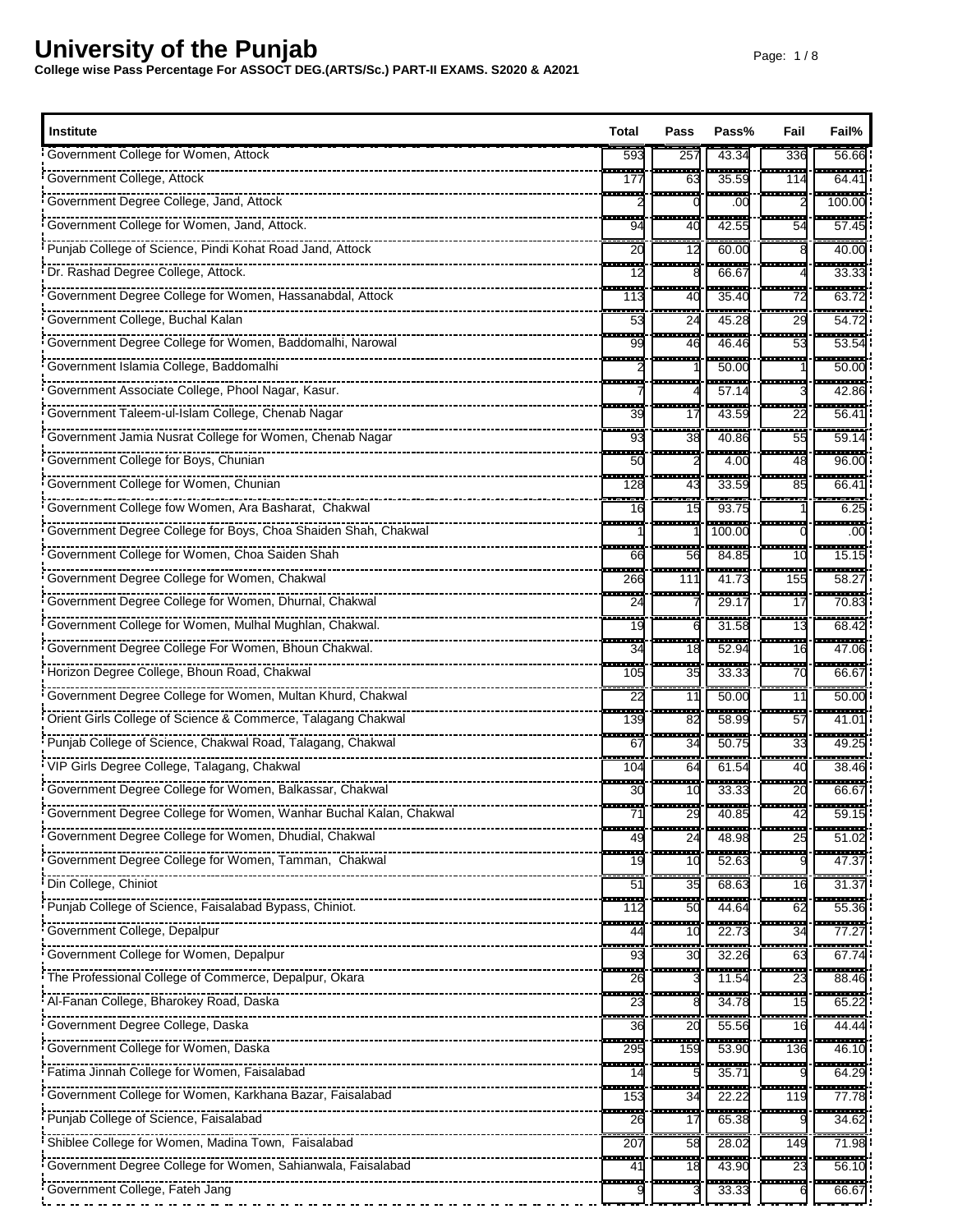# University of the Punjab

**College wise Pass Percentage For ASSOCT DEG.(ARTS/Sc.) PART-II EXAMS. S2020 & A2021**

| Institute | Total | Pass | Pass% | Fail | Fail% |
|---|---|---|---|---|---|
| Government College for Women, Attock | 593 | 257 | 43.34 | 336 | 56.66 |
| Government College, Attock | 177 | 63 | 35.59 | 114 | 64.41 |
| Government Degree College, Jand, Attock | 2 | 0 | .00 | 2 | 100.00 |
| Government College for Women, Jand, Attock. | 94 | 40 | 42.55 | 54 | 57.45 |
| Punjab College of Science, Pindi Kohat Road Jand, Attock | 20 | 12 | 60.00 | 8 | 40.00 |
| Dr. Rashad Degree College, Attock. | 12 | 8 | 66.67 | 4 | 33.33 |
| Government Degree College for Women, Hassanabdal, Attock | 113 | 40 | 35.40 | 72 | 63.72 |
| Government College, Buchal Kalan | 53 | 24 | 45.28 | 29 | 54.72 |
| Government Degree College for Women, Baddomalhi, Narowal | 99 | 46 | 46.46 | 53 | 53.54 |
| Government Islamia College, Baddomalhi | 2 | 1 | 50.00 | 1 | 50.00 |
| Government Associate College, Phool Nagar, Kasur. | 7 | 4 | 57.14 | 3 | 42.86 |
| Government Taleem-ul-Islam College, Chenab Nagar | 39 | 17 | 43.59 | 22 | 56.41 |
| Government Jamia Nusrat College for Women, Chenab Nagar | 93 | 38 | 40.86 | 55 | 59.14 |
| Government College for Boys, Chunian | 50 | 2 | 4.00 | 48 | 96.00 |
| Government College for Women, Chunian | 128 | 43 | 33.59 | 85 | 66.41 |
| Government College fow Women, Ara Basharat, Chakwal | 16 | 15 | 93.75 | 1 | 6.25 |
| Government Degree College for Boys, Choa Shaiden Shah, Chakwal | 1 | 1 | 100.00 | 0 | .00 |
| Government College for Women, Choa Saiden Shah | 66 | 56 | 84.85 | 10 | 15.15 |
| Government Degree College for Women, Chakwal | 266 | 111 | 41.73 | 155 | 58.27 |
| Government Degree College for Women, Dhurnal, Chakwal | 24 | 7 | 29.17 | 17 | 70.83 |
| Government College for Women, Mulhal Mughlan, Chakwal. | 19 | 6 | 31.58 | 13 | 68.42 |
| Government Degree College For Women, Bhoun Chakwal. | 34 | 18 | 52.94 | 16 | 47.06 |
| Horizon Degree College, Bhoun Road, Chakwal | 105 | 35 | 33.33 | 70 | 66.67 |
| Government Degree College for Women, Multan Khurd, Chakwal | 22 | 11 | 50.00 | 11 | 50.00 |
| Orient Girls College of Science & Commerce, Talagang Chakwal | 139 | 82 | 58.99 | 57 | 41.01 |
| Punjab College of Science, Chakwal Road, Talagang, Chakwal | 67 | 34 | 50.75 | 33 | 49.25 |
| VIP Girls Degree College, Talagang, Chakwal | 104 | 64 | 61.54 | 40 | 38.46 |
| Government Degree College for Women, Balkassar, Chakwal | 30 | 10 | 33.33 | 20 | 66.67 |
| Government Degree College for Women, Wanhar Buchal Kalan, Chakwal | 71 | 29 | 40.85 | 42 | 59.15 |
| Government Degree College for Women, Dhudial, Chakwal | 49 | 24 | 48.98 | 25 | 51.02 |
| Government Degree College for Women, Tamman, Chakwal | 19 | 10 | 52.63 | 9 | 47.37 |
| Din College, Chiniot | 51 | 35 | 68.63 | 16 | 31.37 |
| Punjab College of Science, Faisalabad Bypass, Chiniot. | 112 | 50 | 44.64 | 62 | 55.36 |
| Government College, Depalpur | 44 | 10 | 22.73 | 34 | 77.27 |
| Government College for Women, Depalpur | 93 | 30 | 32.26 | 63 | 67.74 |
| The Professional College of Commerce, Depalpur, Okara | 26 | 3 | 11.54 | 23 | 88.46 |
| Al-Fanan College, Bharokey Road, Daska | 23 | 8 | 34.78 | 15 | 65.22 |
| Government Degree College, Daska | 36 | 20 | 55.56 | 16 | 44.44 |
| Government College for Women, Daska | 295 | 159 | 53.90 | 136 | 46.10 |
| Fatima Jinnah College for Women, Faisalabad | 14 | 5 | 35.71 | 9 | 64.29 |
| Government College for Women, Karkhana Bazar, Faisalabad | 153 | 34 | 22.22 | 119 | 77.78 |
| Punjab College of Science, Faisalabad | 26 | 17 | 65.38 | 9 | 34.62 |
| Shiblee College for Women, Madina Town, Faisalabad | 207 | 58 | 28.02 | 149 | 71.98 |
| Government Degree College for Women, Sahianwala, Faisalabad | 41 | 18 | 43.90 | 23 | 56.10 |
| Government College, Fateh Jang | 9 | 3 | 33.33 | 6 | 66.67 |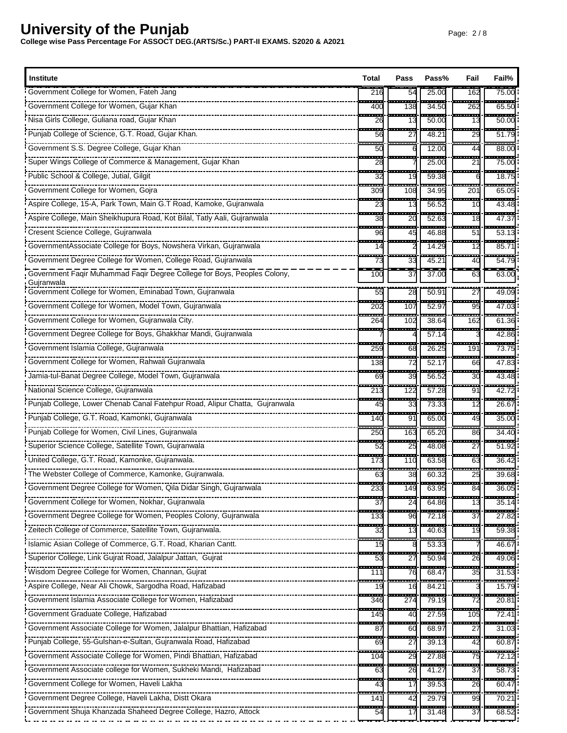# University of the Punjab

**College wise Pass Percentage For ASSOCT DEG.(ARTS/Sc.) PART-II EXAMS. S2020 & A2021**

| Institute | Total | Pass | Pass% | Fail | Fail% |
|---|---|---|---|---|---|
| Government College for Women, Fateh Jang | 216 | 54 | 25.00 | 162 | 75.00 |
| Government College for Women, Gujar Khan | 400 | 138 | 34.50 | 262 | 65.50 |
| Nisa Girls College, Guliana road, Gujar Khan | 26 | 13 | 50.00 | 13 | 50.00 |
| Punjab College of Science, G.T. Road, Gujar Khan. | 56 | 27 | 48.21 | 29 | 51.79 |
| Government S.S. Degree College, Gujar Khan | 50 | 6 | 12.00 | 44 | 88.00 |
| Super Wings College of Commerce & Management, Gujar Khan | 28 | 7 | 25.00 | 21 | 75.00 |
| Public School & College, Jutial, Gilgit | 32 | 19 | 59.38 | 6 | 18.75 |
| Government College for Women, Gojra | 309 | 108 | 34.95 | 201 | 65.05 |
| Aspire College, 15-A, Park Town, Main G.T Road, Kamoke, Gujranwala | 23 | 13 | 56.52 | 10 | 43.48 |
| Aspire College, Main Sheikhupura Road, Kot Bilal, Tatly Aali, Gujranwala | 38 | 20 | 52.63 | 18 | 47.37 |
| Cresent Science College, Gujranwala | 96 | 45 | 46.88 | 51 | 53.13 |
| GovernmentAssociate College for Boys, Nowshera Virkan, Gujranwala | 14 | 2 | 14.29 | 12 | 85.71 |
| Government Degree College for Women, College Road, Gujranwala | 73 | 33 | 45.21 | 40 | 54.79 |
| Government Faqir Muhammad Faqir Degree College for Boys, Peoples Colony, Gujranwala | 100 | 37 | 37.00 | 63 | 63.00 |
| Government College for Women, Eminabad Town, Gujranwala | 55 | 28 | 50.91 | 27 | 49.09 |
| Government College for Women, Model Town, Gujranwala | 202 | 107 | 52.97 | 95 | 47.03 |
| Government College for Women, Gujranwala City. | 264 | 102 | 38.64 | 162 | 61.36 |
| Government Degree College for Boys, Ghakkhar Mandi, Gujranwala | 7 | 4 | 57.14 | 3 | 42.86 |
| Government Islamia College, Gujranwala | 259 | 68 | 26.25 | 191 | 73.75 |
| Government College for Women, Rahwali Gujranwala | 138 | 72 | 52.17 | 66 | 47.83 |
| Jamia-tul-Banat Degree College, Model Town, Gujranwala | 69 | 39 | 56.52 | 30 | 43.48 |
| National Science College, Gujranwala | 213 | 122 | 57.28 | 91 | 42.72 |
| Punjab College, Lower Chenab Canal Fatehpur Road, Alipur Chatta, Gujranwala | 45 | 33 | 73.33 | 12 | 26.67 |
| Punjab College, G.T. Road, Kamonki, Gujranwala | 140 | 91 | 65.00 | 49 | 35.00 |
| Punjab College for Women, Civil Lines, Gujranwala | 250 | 163 | 65.20 | 86 | 34.40 |
| Superior Science College, Satellite Town, Gujranwala | 52 | 25 | 48.08 | 27 | 51.92 |
| United College, G.T. Road, Kamonke, Gujranwala. | 173 | 110 | 63.58 | 63 | 36.42 |
| The Webster College of Commerce, Kamonke, Gujranwala. | 63 | 38 | 60.32 | 25 | 39.68 |
| Government Degree College for Women, Qila Didar Singh, Gujranwala | 233 | 149 | 63.95 | 84 | 36.05 |
| Government College for Women, Nokhar, Gujranwala | 37 | 24 | 64.86 | 13 | 35.14 |
| Government Degree College for Women, Peoples Colony, Gujranwala | 133 | 96 | 72.18 | 37 | 27.82 |
| Zeitech College of Commerce, Satellite Town, Gujranwala. | 32 | 13 | 40.63 | 19 | 59.38 |
| Islamic Asian College of Commerce, G.T. Road, Kharian Cantt. | 15 | 8 | 53.33 | 7 | 46.67 |
| Superior College, Link Gujrat Road, Jalalpur Jattan, Gujrat | 53 | 27 | 50.94 | 26 | 49.06 |
| Wisdom Degree College for Women, Channan, Gujrat | 111 | 76 | 68.47 | 35 | 31.53 |
| Aspire College, Near Ali Chowk, Sargodha Road, Hafizabad | 19 | 16 | 84.21 | 3 | 15.79 |
| Government Islamia Associate College for Women, Hafizabad | 346 | 274 | 79.19 | 72 | 20.81 |
| Government Graduate College, Hafizabad | 145 | 40 | 27.59 | 105 | 72.41 |
| Government Associate College for Women, Jalalpur Bhattian, Hafizabad | 87 | 60 | 68.97 | 27 | 31.03 |
| Punjab College, 55-Gulshan-e-Sultan, Gujranwala Road, Hafizabad | 69 | 27 | 39.13 | 42 | 60.87 |
| Government Associate College for Women, Pindi Bhattian, Hafizabad | 104 | 29 | 27.88 | 75 | 72.12 |
| Government Associate college for Women, Sukheki Mandi, Hafizabad | 63 | 26 | 41.27 | 37 | 58.73 |
| Government College for Women, Haveli Lakha | 43 | 17 | 39.53 | 26 | 60.47 |
| Government Degree College, Haveli Lakha, Distt Okara | 141 | 42 | 29.79 | 99 | 70.21 |
| Government Shuja Khanzada Shaheed Degree College, Hazro, Attock | 54 | 17 | 31.48 | 37 | 68.52 |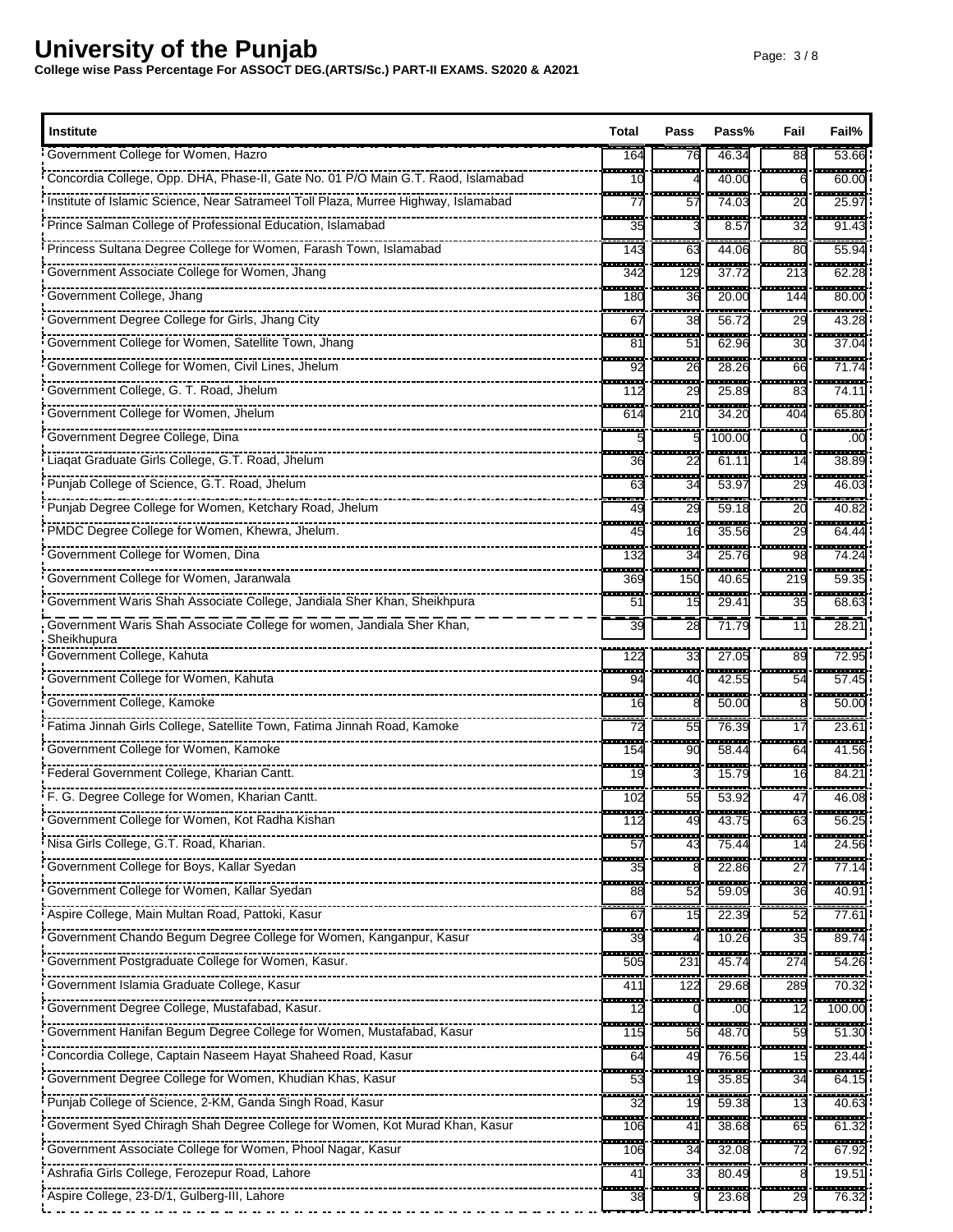# University of the Punjab

**College wise Pass Percentage For ASSOCT DEG.(ARTS/Sc.) PART-II EXAMS. S2020 & A2021**

| Institute | Total | Pass | Pass% | Fail | Fail% |
|---|---|---|---|---|---|
| Government College for Women, Hazro | 164 | 76 | 46.34 | 88 | 53.66 |
| Concordia College, Opp. DHA, Phase-II, Gate No. 01 P/O Main G.T. Raod, Islamabad | 10 | 4 | 40.00 | 6 | 60.00 |
| Institute of Islamic Science, Near Satrameel Toll Plaza, Murree Highway, Islamabad | 77 | 57 | 74.03 | 20 | 25.97 |
| Prince Salman College of Professional Education, Islamabad | 35 | 3 | 8.57 | 32 | 91.43 |
| Princess Sultana Degree College for Women, Farash Town, Islamabad | 143 | 63 | 44.06 | 80 | 55.94 |
| Government Associate College for Women, Jhang | 342 | 129 | 37.72 | 213 | 62.28 |
| Government College, Jhang | 180 | 36 | 20.00 | 144 | 80.00 |
| Government Degree College for Girls, Jhang City | 67 | 38 | 56.72 | 29 | 43.28 |
| Government College for Women, Satellite Town, Jhang | 81 | 51 | 62.96 | 30 | 37.04 |
| Government College for Women, Civil Lines, Jhelum | 92 | 26 | 28.26 | 66 | 71.74 |
| Government College, G. T. Road, Jhelum | 112 | 29 | 25.89 | 83 | 74.11 |
| Government College for Women, Jhelum | 614 | 210 | 34.20 | 404 | 65.80 |
| Government Degree College, Dina | 5 | 5 | 100.00 | 0 | .00 |
| Liaqat Graduate Girls College, G.T. Road, Jhelum | 36 | 22 | 61.11 | 14 | 38.89 |
| Punjab College of Science, G.T. Road, Jhelum | 63 | 34 | 53.97 | 29 | 46.03 |
| Punjab Degree College for Women, Ketchary Road, Jhelum | 49 | 29 | 59.18 | 20 | 40.82 |
| PMDC Degree College for Women, Khewra, Jhelum. | 45 | 16 | 35.56 | 29 | 64.44 |
| Government College for Women, Dina | 132 | 34 | 25.76 | 98 | 74.24 |
| Government College for Women, Jaranwala | 369 | 150 | 40.65 | 219 | 59.35 |
| Government Waris Shah Associate College, Jandiala Sher Khan, Sheikhpura | 51 | 15 | 29.41 | 35 | 68.63 |
| Government Waris Shah Associate College for women, Jandiala Sher Khan, Sheikhupura | 39 | 28 | 71.79 | 11 | 28.21 |
| Government College, Kahuta | 122 | 33 | 27.05 | 89 | 72.95 |
| Government College for Women, Kahuta | 94 | 40 | 42.55 | 54 | 57.45 |
| Government College, Kamoke | 16 | 8 | 50.00 | 8 | 50.00 |
| Fatima Jinnah Girls College, Satellite Town, Fatima Jinnah Road, Kamoke | 72 | 55 | 76.39 | 17 | 23.61 |
| Government College for Women, Kamoke | 154 | 90 | 58.44 | 64 | 41.56 |
| Federal Government College, Kharian Cantt. | 19 | 3 | 15.79 | 16 | 84.21 |
| F. G. Degree College for Women, Kharian Cantt. | 102 | 55 | 53.92 | 47 | 46.08 |
| Government College for Women, Kot Radha Kishan | 112 | 49 | 43.75 | 63 | 56.25 |
| Nisa Girls College, G.T. Road, Kharian. | 57 | 43 | 75.44 | 14 | 24.56 |
| Government College for Boys, Kallar Syedan | 35 | 8 | 22.86 | 27 | 77.14 |
| Government College for Women, Kallar Syedan | 88 | 52 | 59.09 | 36 | 40.91 |
| Aspire College, Main Multan Road, Pattoki, Kasur | 67 | 15 | 22.39 | 52 | 77.61 |
| Government Chando Begum Degree College for Women, Kanganpur, Kasur | 39 | 4 | 10.26 | 35 | 89.74 |
| Government Postgraduate College for Women, Kasur. | 505 | 231 | 45.74 | 274 | 54.26 |
| Government Islamia Graduate College, Kasur | 411 | 122 | 29.68 | 289 | 70.32 |
| Government Degree College, Mustafabad, Kasur. | 12 | 0 | .00 | 12 | 100.00 |
| Government Hanifan Begum Degree College for Women, Mustafabad, Kasur | 115 | 56 | 48.70 | 59 | 51.30 |
| Concordia College, Captain Naseem Hayat Shaheed Road, Kasur | 64 | 49 | 76.56 | 15 | 23.44 |
| Government Degree College for Women, Khudian Khas, Kasur | 53 | 19 | 35.85 | 34 | 64.15 |
| Punjab College of Science, 2-KM, Ganda Singh Road, Kasur | 32 | 19 | 59.38 | 13 | 40.63 |
| Goverment Syed Chiragh Shah Degree College for Women, Kot Murad Khan, Kasur | 106 | 41 | 38.68 | 65 | 61.32 |
| Government Associate College for Women, Phool Nagar, Kasur | 106 | 34 | 32.08 | 72 | 67.92 |
| Ashrafia Girls College, Ferozepur Road, Lahore | 41 | 33 | 80.49 | 8 | 19.51 |
| Aspire College, 23-D/1, Gulberg-III, Lahore | 38 | 9 | 23.68 | 29 | 76.32 |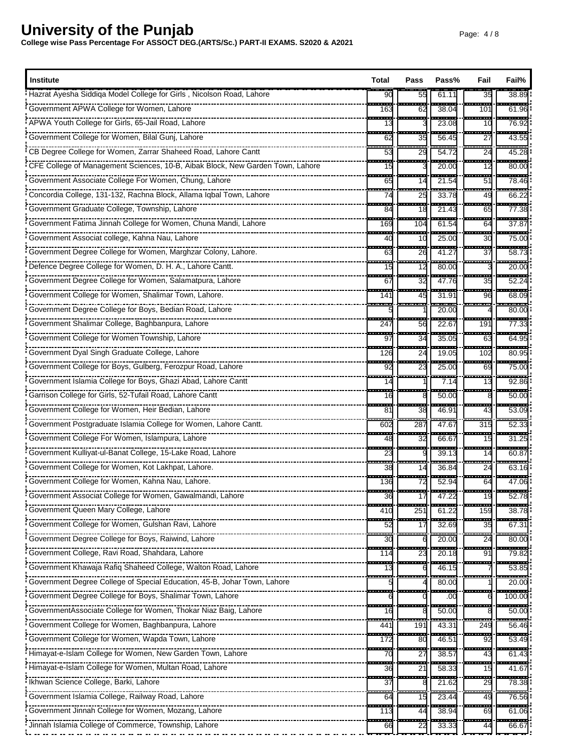# University of the Punjab

**College wise Pass Percentage For ASSOCT DEG.(ARTS/Sc.) PART-II EXAMS. S2020 & A2021**

| Institute | Total | Pass | Pass% | Fail | Fail% |
|---|---|---|---|---|---|
| Hazrat Ayesha Siddiqa Model College for Girls , Nicolson Road, Lahore | 90 | 55 | 61.11 | 35 | 38.89 |
| Government APWA College for Women, Lahore | 163 | 62 | 38.04 | 101 | 61.96 |
| APWA Youth College for Girls, 65-Jail Road, Lahore | 13 | 3 | 23.08 | 10 | 76.92 |
| Government College for Women, Bilal Gunj, Lahore | 62 | 35 | 56.45 | 27 | 43.55 |
| CB Degree College for Women, Zarrar Shaheed Road, Lahore Cantt | 53 | 29 | 54.72 | 24 | 45.28 |
| CFE College of Management Sciences, 10-B, Aibak Block, New Garden Town, Lahore | 15 | 3 | 20.00 | 12 | 80.00 |
| Government Associate College For Women, Chung, Lahore | 65 | 14 | 21.54 | 51 | 78.46 |
| Concordia College, 131-132, Rachna Block, Allama Iqbal Town, Lahore | 74 | 25 | 33.78 | 49 | 66.22 |
| Government Graduate College, Township, Lahore | 84 | 18 | 21.43 | 65 | 77.38 |
| Government Fatima Jinnah College for Women, Chuna Mandi, Lahore | 169 | 104 | 61.54 | 64 | 37.87 |
| Government Associat college, Kahna Nau, Lahore | 40 | 10 | 25.00 | 30 | 75.00 |
| Government Degree College for Women, Marghzar Colony, Lahore. | 63 | 26 | 41.27 | 37 | 58.73 |
| Defence Degree College for Women, D. H. A., Lahore Cantt. | 15 | 12 | 80.00 | 3 | 20.00 |
| Government Degree College for Women, Salamatpura, Lahore | 67 | 32 | 47.76 | 35 | 52.24 |
| Government College for Women, Shalimar Town, Lahore. | 141 | 45 | 31.91 | 96 | 68.09 |
| Government Degree College for Boys, Bedian Road, Lahore | 5 | 1 | 20.00 | 4 | 80.00 |
| Government Shalimar College, Baghbanpura, Lahore | 247 | 56 | 22.67 | 191 | 77.33 |
| Government College for Women Township, Lahore | 97 | 34 | 35.05 | 63 | 64.95 |
| Government Dyal Singh Graduate College, Lahore | 126 | 24 | 19.05 | 102 | 80.95 |
| Government College for Boys, Gulberg, Ferozpur Road, Lahore | 92 | 23 | 25.00 | 69 | 75.00 |
| Government Islamia College for Boys, Ghazi Abad, Lahore Cantt | 14 | 1 | 7.14 | 13 | 92.86 |
| Garrison College for Girls, 52-Tufail Road, Lahore Cantt | 16 | 8 | 50.00 | 8 | 50.00 |
| Government College for Women, Heir Bedian, Lahore | 81 | 38 | 46.91 | 43 | 53.09 |
| Government Postgraduate Islamia College for Women, Lahore Cantt. | 602 | 287 | 47.67 | 315 | 52.33 |
| Government College For Women, Islampura, Lahore | 48 | 32 | 66.67 | 15 | 31.25 |
| Government Kulliyat-ul-Banat College, 15-Lake Road, Lahore | 23 | 9 | 39.13 | 14 | 60.87 |
| Government College for Women, Kot Lakhpat, Lahore. | 38 | 14 | 36.84 | 24 | 63.16 |
| Government College for Women, Kahna Nau, Lahore. | 136 | 72 | 52.94 | 64 | 47.06 |
| Government Associat College for Women, Gawalmandi, Lahore | 36 | 17 | 47.22 | 19 | 52.78 |
| Government Queen Mary College, Lahore | 410 | 251 | 61.22 | 159 | 38.78 |
| Government College for Women, Gulshan Ravi, Lahore | 52 | 17 | 32.69 | 35 | 67.31 |
| Government Degree College for Boys, Raiwind, Lahore | 30 | 6 | 20.00 | 24 | 80.00 |
| Government College, Ravi Road, Shahdara, Lahore | 114 | 23 | 20.18 | 91 | 79.82 |
| Government Khawaja Rafiq Shaheed College, Walton Road, Lahore | 13 | 6 | 46.15 | 7 | 53.85 |
| Government Degree College of Special Education, 45-B, Johar Town, Lahore | 5 | 4 | 80.00 | 1 | 20.00 |
| Government Degree College for Boys, Shalimar Town, Lahore | 6 | 0 | .00 | 6 | 100.00 |
| GovernmentAssociate College for Women, Thokar Niaz Baig, Lahore | 16 | 8 | 50.00 | 8 | 50.00 |
| Government College for Women, Baghbanpura, Lahore | 441 | 191 | 43.31 | 249 | 56.46 |
| Government College for Women, Wapda Town, Lahore | 172 | 80 | 46.51 | 92 | 53.49 |
| Himayat-e-Islam College for Women, New Garden Town, Lahore | 70 | 27 | 38.57 | 43 | 61.43 |
| Himayat-e-Islam College for Women, Multan Road, Lahore | 36 | 21 | 58.33 | 15 | 41.67 |
| Ikhwan Science College, Barki, Lahore | 37 | 8 | 21.62 | 29 | 78.38 |
| Government Islamia College, Railway Road, Lahore | 64 | 15 | 23.44 | 49 | 76.56 |
| Government Jinnah College for Women, Mozang, Lahore | 113 | 44 | 38.94 | 69 | 61.06 |
| Jinnah Islamia College of Commerce, Township, Lahore | 66 | 22 | 33.33 | 44 | 66.67 |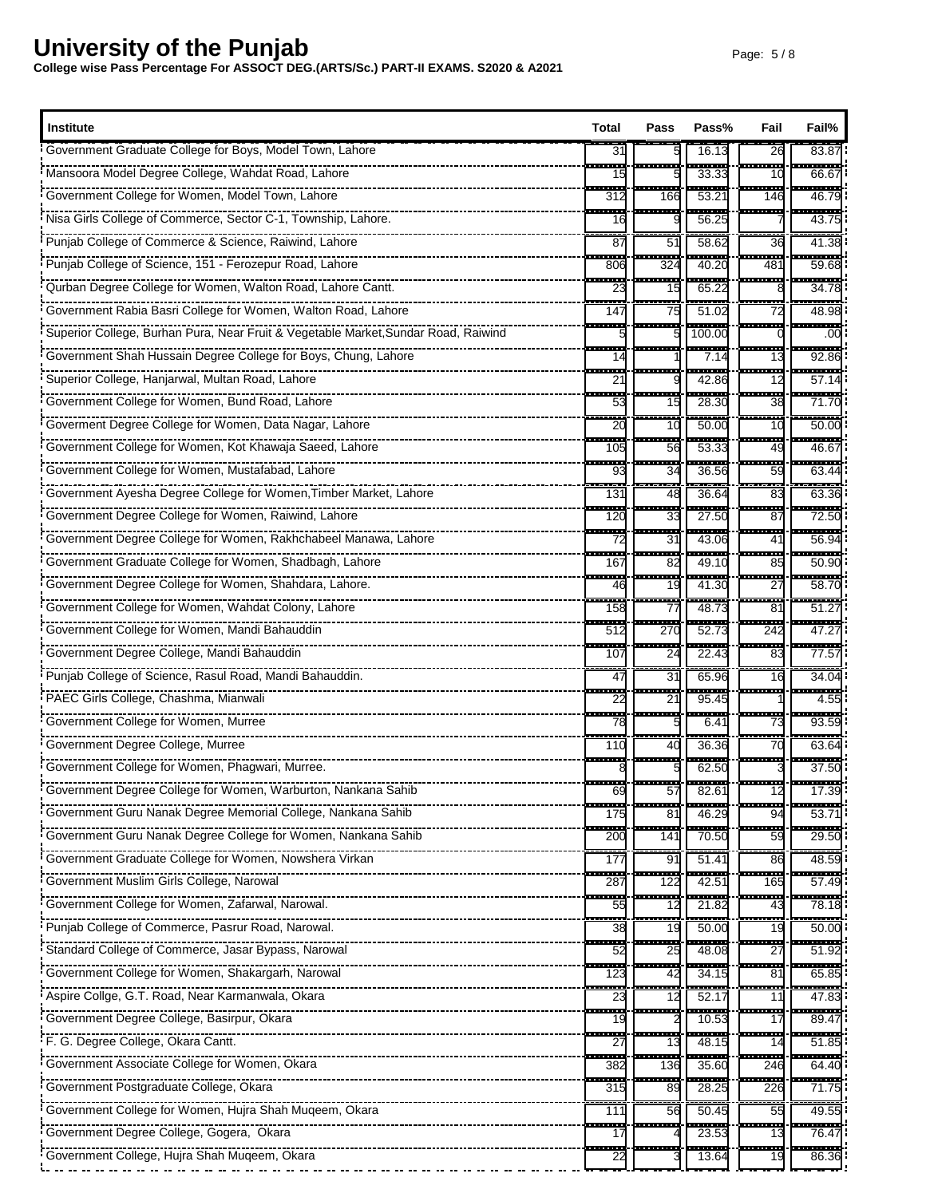# University of the Punjab

**College wise Pass Percentage For ASSOCT DEG.(ARTS/Sc.) PART-II EXAMS. S2020 & A2021**

| Institute | Total | Pass | Pass% | Fail | Fail% |
|---|---|---|---|---|---|
| Government Graduate College for Boys, Model Town, Lahore | 31 | 5 | 16.13 | 26 | 83.87 |
| Mansoora Model Degree College, Wahdat Road, Lahore | 15 | 5 | 33.33 | 10 | 66.67 |
| Government College for Women, Model Town, Lahore | 312 | 166 | 53.21 | 146 | 46.79 |
| Nisa Girls College of Commerce, Sector C-1, Township, Lahore. | 16 | 9 | 56.25 | 7 | 43.75 |
| Punjab College of Commerce & Science, Raiwind, Lahore | 87 | 51 | 58.62 | 36 | 41.38 |
| Punjab College of Science, 151 - Ferozepur Road, Lahore | 806 | 324 | 40.20 | 481 | 59.68 |
| Qurban Degree College for Women, Walton Road, Lahore Cantt. | 23 | 15 | 65.22 | 8 | 34.78 |
| Government Rabia Basri College for Women, Walton Road, Lahore | 147 | 75 | 51.02 | 72 | 48.98 |
| Superior College, Burhan Pura, Near Fruit & Vegetable Market,Sundar Road, Raiwind | 5 | 5 | 100.00 | 0 | .00 |
| Government Shah Hussain Degree College for Boys, Chung, Lahore | 14 | 1 | 7.14 | 13 | 92.86 |
| Superior College, Hanjarwal, Multan Road, Lahore | 21 | 9 | 42.86 | 12 | 57.14 |
| Government College for Women, Bund Road, Lahore | 53 | 15 | 28.30 | 38 | 71.70 |
| Goverment Degree College for Women, Data Nagar, Lahore | 20 | 10 | 50.00 | 10 | 50.00 |
| Government College for Women, Kot Khawaja Saeed, Lahore | 105 | 56 | 53.33 | 49 | 46.67 |
| Government College for Women, Mustafabad, Lahore | 93 | 34 | 36.56 | 59 | 63.44 |
| Government Ayesha Degree College for Women,Timber Market, Lahore | 131 | 48 | 36.64 | 83 | 63.36 |
| Government Degree College for Women, Raiwind, Lahore | 120 | 33 | 27.50 | 87 | 72.50 |
| Government Degree College for Women, Rakhchabeel Manawa, Lahore | 72 | 31 | 43.06 | 41 | 56.94 |
| Government Graduate College for Women, Shadbagh, Lahore | 167 | 82 | 49.10 | 85 | 50.90 |
| Government Degree College for Women, Shahdara, Lahore. | 46 | 19 | 41.30 | 27 | 58.70 |
| Government College for Women, Wahdat Colony, Lahore | 158 | 77 | 48.73 | 81 | 51.27 |
| Government College for Women, Mandi Bahauddin | 512 | 270 | 52.73 | 242 | 47.27 |
| Government Degree College, Mandi Bahauddin | 107 | 24 | 22.43 | 83 | 77.57 |
| Punjab College of Science, Rasul Road, Mandi Bahauddin. | 47 | 31 | 65.96 | 16 | 34.04 |
| PAEC Girls College, Chashma, Mianwali | 22 | 21 | 95.45 | 1 | 4.55 |
| Government College for Women, Murree | 78 | 5 | 6.41 | 73 | 93.59 |
| Government Degree College, Murree | 110 | 40 | 36.36 | 70 | 63.64 |
| Government College for Women, Phagwari, Murree. | 8 | 5 | 62.50 | 3 | 37.50 |
| Government Degree College for Women, Warburton, Nankana Sahib | 69 | 57 | 82.61 | 12 | 17.39 |
| Government Guru Nanak Degree Memorial College, Nankana Sahib | 175 | 81 | 46.29 | 94 | 53.71 |
| Government Guru Nanak Degree College for Women, Nankana Sahib | 200 | 141 | 70.50 | 59 | 29.50 |
| Government Graduate College for Women, Nowshera Virkan | 177 | 91 | 51.41 | 86 | 48.59 |
| Government Muslim Girls College, Narowal | 287 | 122 | 42.51 | 165 | 57.49 |
| Government College for Women, Zafarwal, Narowal. | 55 | 12 | 21.82 | 43 | 78.18 |
| Punjab College of Commerce, Pasrur Road, Narowal. | 38 | 19 | 50.00 | 19 | 50.00 |
| Standard College of Commerce, Jasar Bypass, Narowal | 52 | 25 | 48.08 | 27 | 51.92 |
| Government College for Women, Shakargarh, Narowal | 123 | 42 | 34.15 | 81 | 65.85 |
| Aspire Collge, G.T. Road, Near Karmanwala, Okara | 23 | 12 | 52.17 | 11 | 47.83 |
| Government Degree College, Basirpur, Okara | 19 | 2 | 10.53 | 17 | 89.47 |
| F. G. Degree College, Okara Cantt. | 27 | 13 | 48.15 | 14 | 51.85 |
| Government Associate College for Women, Okara | 382 | 136 | 35.60 | 246 | 64.40 |
| Government Postgraduate College, Okara | 315 | 89 | 28.25 | 226 | 71.75 |
| Government College for Women, Hujra Shah Muqeem, Okara | 111 | 56 | 50.45 | 55 | 49.55 |
| Government Degree College, Gogera, Okara | 17 | 4 | 23.53 | 13 | 76.47 |
| Government College, Hujra Shah Muqeem, Okara | 22 | 3 | 13.64 | 19 | 86.36 |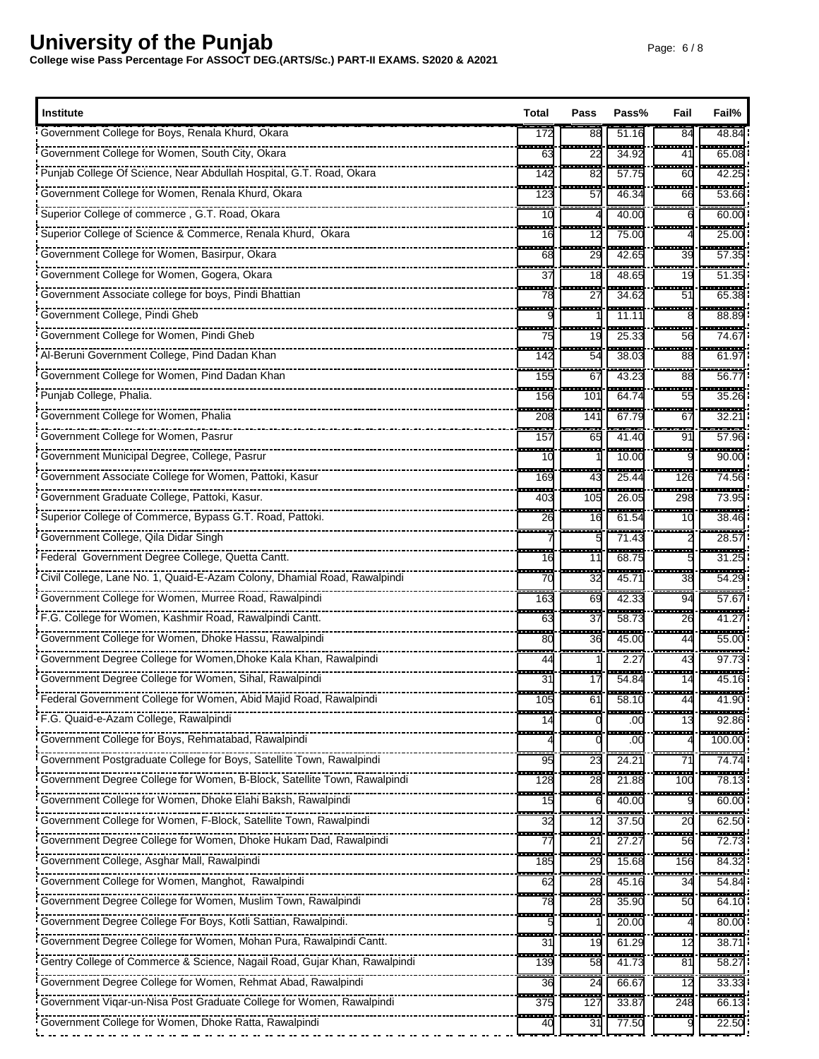# University of the Punjab

**College wise Pass Percentage For ASSOCT DEG.(ARTS/Sc.) PART-II EXAMS. S2020 & A2021**

| Institute | Total | Pass | Pass% | Fail | Fail% |
|---|---|---|---|---|---|
| Government College for Boys, Renala Khurd, Okara | 172 | 88 | 51.16 | 84 | 48.84 |
| Government College for Women, South City, Okara | 63 | 22 | 34.92 | 41 | 65.08 |
| Punjab College Of Science, Near Abdullah Hospital, G.T. Road, Okara | 142 | 82 | 57.75 | 60 | 42.25 |
| Government College for Women, Renala Khurd, Okara | 123 | 57 | 46.34 | 66 | 53.66 |
| Superior College of commerce , G.T. Road, Okara | 10 | 4 | 40.00 | 6 | 60.00 |
| Superior College of Science & Commerce, Renala Khurd, Okara | 16 | 12 | 75.00 | 4 | 25.00 |
| Government College for Women, Basirpur, Okara | 68 | 29 | 42.65 | 39 | 57.35 |
| Government College for Women, Gogera, Okara | 37 | 18 | 48.65 | 19 | 51.35 |
| Government Associate college for boys, Pindi Bhattian | 78 | 27 | 34.62 | 51 | 65.38 |
| Government College, Pindi Gheb | 9 | 1 | 11.11 | 8 | 88.89 |
| Government College for Women, Pindi Gheb | 75 | 19 | 25.33 | 56 | 74.67 |
| Al-Beruni Government College, Pind Dadan Khan | 142 | 54 | 38.03 | 88 | 61.97 |
| Government College for Women, Pind Dadan Khan | 155 | 67 | 43.23 | 88 | 56.77 |
| Punjab College, Phalia. | 156 | 101 | 64.74 | 55 | 35.26 |
| Government College for Women, Phalia | 208 | 141 | 67.79 | 67 | 32.21 |
| Government College for Women, Pasrur | 157 | 65 | 41.40 | 91 | 57.96 |
| Government Municipal Degree, College, Pasrur | 10 | 1 | 10.00 | 9 | 90.00 |
| Government Associate College for Women, Pattoki, Kasur | 169 | 43 | 25.44 | 126 | 74.56 |
| Government Graduate College, Pattoki, Kasur. | 403 | 105 | 26.05 | 298 | 73.95 |
| Superior College of Commerce, Bypass G.T. Road, Pattoki. | 26 | 16 | 61.54 | 10 | 38.46 |
| Government College, Qila Didar Singh | 7 | 5 | 71.43 | 2 | 28.57 |
| Federal Government Degree College, Quetta Cantt. | 16 | 11 | 68.75 | 5 | 31.25 |
| Civil College, Lane No. 1, Quaid-E-Azam Colony, Dhamial Road, Rawalpindi | 70 | 32 | 45.71 | 38 | 54.29 |
| Government College for Women, Murree Road, Rawalpindi | 163 | 69 | 42.33 | 94 | 57.67 |
| F.G. College for Women, Kashmir Road, Rawalpindi Cantt. | 63 | 37 | 58.73 | 26 | 41.27 |
| Government College for Women, Dhoke Hassu, Rawalpindi | 80 | 36 | 45.00 | 44 | 55.00 |
| Government Degree College for Women,Dhoke Kala Khan, Rawalpindi | 44 | 1 | 2.27 | 43 | 97.73 |
| Government Degree College for Women, Sihal, Rawalpindi | 31 | 17 | 54.84 | 14 | 45.16 |
| Federal Government College for Women, Abid Majid Road, Rawalpindi | 105 | 61 | 58.10 | 44 | 41.90 |
| F.G. Quaid-e-Azam College, Rawalpindi | 14 | 0 | .00 | 13 | 92.86 |
| Government College for Boys, Rehmatabad, Rawalpindi | 4 | 0 | .00 | 4 | 100.00 |
| Government Postgraduate College for Boys, Satellite Town, Rawalpindi | 95 | 23 | 24.21 | 71 | 74.74 |
| Government Degree College for Women, B-Block, Satellite Town, Rawalpindi | 128 | 28 | 21.88 | 100 | 78.13 |
| Government College for Women, Dhoke Elahi Baksh, Rawalpindi | 15 | 6 | 40.00 | 9 | 60.00 |
| Government College for Women, F-Block, Satellite Town, Rawalpindi | 32 | 12 | 37.50 | 20 | 62.50 |
| Government Degree College for Women, Dhoke Hukam Dad, Rawalpindi | 77 | 21 | 27.27 | 56 | 72.73 |
| Government College, Asghar Mall, Rawalpindi | 185 | 29 | 15.68 | 156 | 84.32 |
| Government College for Women, Manghot, Rawalpindi | 62 | 28 | 45.16 | 34 | 54.84 |
| Government Degree College for Women, Muslim Town, Rawalpindi | 78 | 28 | 35.90 | 50 | 64.10 |
| Government Degree College For Boys, Kotli Sattian, Rawalpindi. | 5 | 1 | 20.00 | 4 | 80.00 |
| Government Degree College for Women, Mohan Pura, Rawalpindi Cantt. | 31 | 19 | 61.29 | 12 | 38.71 |
| Gentry College of Commerce & Science, Nagail Road, Gujar Khan, Rawalpindi | 139 | 58 | 41.73 | 81 | 58.27 |
| Government Degree College for Women, Rehmat Abad, Rawalpindi | 36 | 24 | 66.67 | 12 | 33.33 |
| Government Viqar-un-Nisa Post Graduate College for Women, Rawalpindi | 375 | 127 | 33.87 | 248 | 66.13 |
| Government College for Women, Dhoke Ratta, Rawalpindi | 40 | 31 | 77.50 | 9 | 22.50 |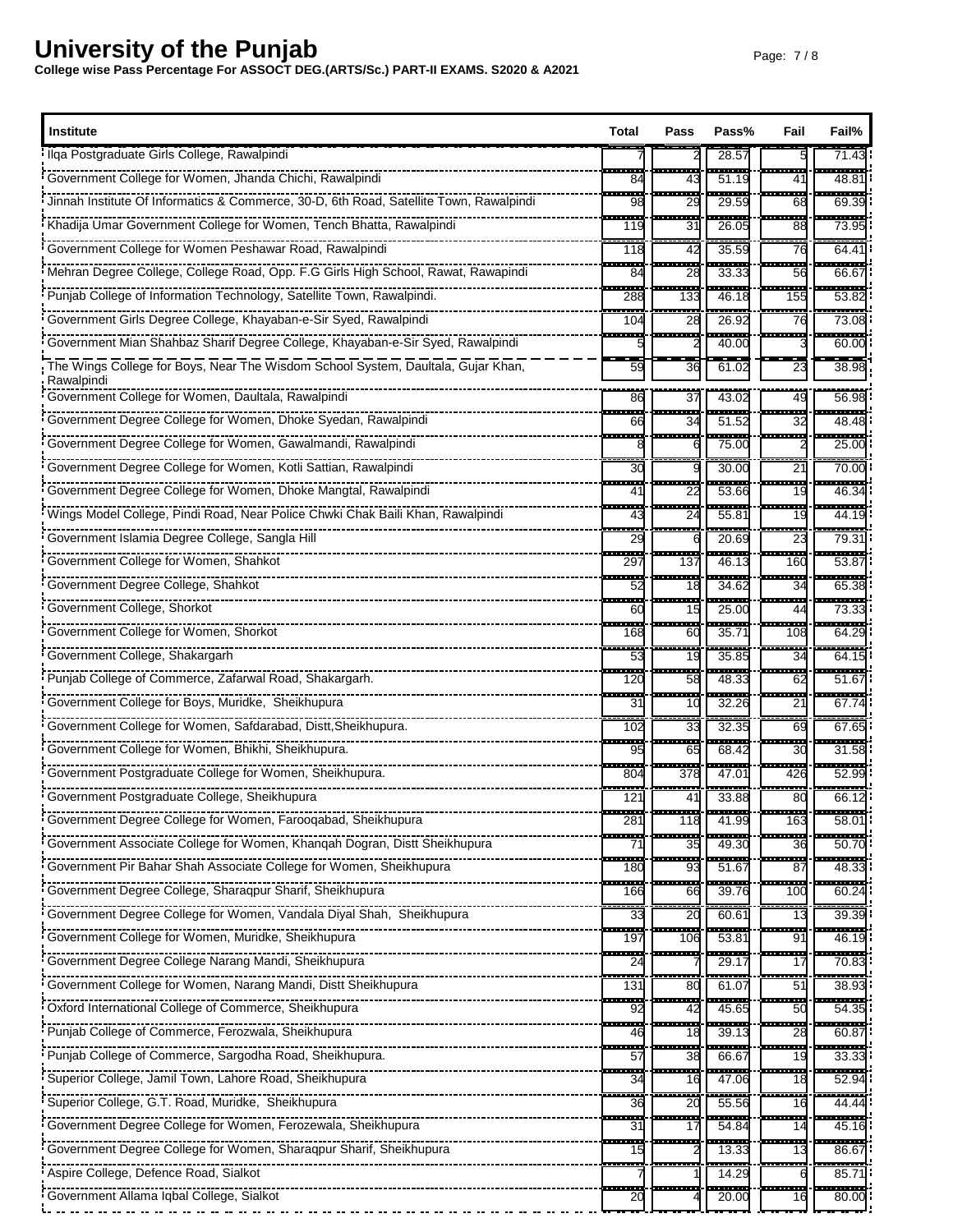# University of the Punjab

**College wise Pass Percentage For ASSOCT DEG.(ARTS/Sc.) PART-II EXAMS. S2020 & A2021**

| Institute | Total | Pass | Pass% | Fail | Fail% |
|---|---|---|---|---|---|
| Ilqa Postgraduate Girls College, Rawalpindi | 7 | 2 | 28.57 | 5 | 71.43 |
| Government College for Women, Jhanda Chichi, Rawalpindi | 84 | 43 | 51.19 | 41 | 48.81 |
| Jinnah Institute Of Informatics & Commerce, 30-D, 6th Road, Satellite Town, Rawalpindi | 98 | 29 | 29.59 | 68 | 69.39 |
| Khadija Umar Government College for Women, Tench Bhatta, Rawalpindi | 119 | 31 | 26.05 | 88 | 73.95 |
| Government College for Women Peshawar Road, Rawalpindi | 118 | 42 | 35.59 | 76 | 64.41 |
| Mehran Degree College, College Road, Opp. F.G Girls High School, Rawat, Rawapindi | 84 | 28 | 33.33 | 56 | 66.67 |
| Punjab College of Information Technology, Satellite Town, Rawalpindi. | 288 | 133 | 46.18 | 155 | 53.82 |
| Government Girls Degree College, Khayaban-e-Sir Syed, Rawalpindi | 104 | 28 | 26.92 | 76 | 73.08 |
| Government Mian Shahbaz Sharif Degree College, Khayaban-e-Sir Syed, Rawalpindi | 5 | 2 | 40.00 | 3 | 60.00 |
| The Wings College for Boys, Near The Wisdom School System, Daultala, Gujar Khan, Rawalpindi | 59 | 36 | 61.02 | 23 | 38.98 |
| Government College for Women, Daultala, Rawalpindi | 86 | 37 | 43.02 | 49 | 56.98 |
| Government Degree College for Women, Dhoke Syedan, Rawalpindi | 66 | 34 | 51.52 | 32 | 48.48 |
| Government Degree College for Women, Gawalmandi, Rawalpindi | 8 | 6 | 75.00 | 2 | 25.00 |
| Government Degree College for Women, Kotli Sattian, Rawalpindi | 30 | 9 | 30.00 | 21 | 70.00 |
| Government Degree College for Women, Dhoke Mangtal, Rawalpindi | 41 | 22 | 53.66 | 19 | 46.34 |
| Wings Model College, Pindi Road, Near Police Chwki Chak Baili Khan, Rawalpindi | 43 | 24 | 55.81 | 19 | 44.19 |
| Government Islamia Degree College, Sangla Hill | 29 | 6 | 20.69 | 23 | 79.31 |
| Government College for Women, Shahkot | 297 | 137 | 46.13 | 160 | 53.87 |
| Government Degree College, Shahkot | 52 | 18 | 34.62 | 34 | 65.38 |
| Government College, Shorkot | 60 | 15 | 25.00 | 44 | 73.33 |
| Government College for Women, Shorkot | 168 | 60 | 35.71 | 108 | 64.29 |
| Government College, Shakargarh | 53 | 19 | 35.85 | 34 | 64.15 |
| Punjab College of Commerce, Zafarwal Road, Shakargarh. | 120 | 58 | 48.33 | 62 | 51.67 |
| Government College for Boys, Muridke, Sheikhupura | 31 | 10 | 32.26 | 21 | 67.74 |
| Government College for Women, Safdarabad, Distt,Sheikhupura. | 102 | 33 | 32.35 | 69 | 67.65 |
| Government College for Women, Bhikhi, Sheikhupura. | 95 | 65 | 68.42 | 30 | 31.58 |
| Government Postgraduate College for Women, Sheikhupura. | 804 | 378 | 47.01 | 426 | 52.99 |
| Government Postgraduate College, Sheikhupura | 121 | 41 | 33.88 | 80 | 66.12 |
| Government Degree College for Women, Farooqabad, Sheikhupura | 281 | 118 | 41.99 | 163 | 58.01 |
| Government Associate College for Women, Khanqah Dogran, Distt Sheikhupura | 71 | 35 | 49.30 | 36 | 50.70 |
| Government Pir Bahar Shah Associate College for Women, Sheikhupura | 180 | 93 | 51.67 | 87 | 48.33 |
| Government Degree College, Sharaqpur Sharif, Sheikhupura | 166 | 66 | 39.76 | 100 | 60.24 |
| Government Degree College for Women, Vandala Diyal Shah, Sheikhupura | 33 | 20 | 60.61 | 13 | 39.39 |
| Government College for Women, Muridke, Sheikhupura | 197 | 106 | 53.81 | 91 | 46.19 |
| Government Degree College Narang Mandi, Sheikhupura | 24 | 7 | 29.17 | 17 | 70.83 |
| Government College for Women, Narang Mandi, Distt Sheikhupura | 131 | 80 | 61.07 | 51 | 38.93 |
| Oxford International College of Commerce, Sheikhupura | 92 | 42 | 45.65 | 50 | 54.35 |
| Punjab College of Commerce, Ferozwala, Sheikhupura | 46 | 18 | 39.13 | 28 | 60.87 |
| Punjab College of Commerce, Sargodha Road, Sheikhupura. | 57 | 38 | 66.67 | 19 | 33.33 |
| Superior College, Jamil Town, Lahore Road, Sheikhupura | 34 | 16 | 47.06 | 18 | 52.94 |
| Superior College, G.T. Road, Muridke, Sheikhupura | 36 | 20 | 55.56 | 16 | 44.44 |
| Government Degree College for Women, Ferozewala, Sheikhupura | 31 | 17 | 54.84 | 14 | 45.16 |
| Government Degree College for Women, Sharaqpur Sharif, Sheikhupura | 15 | 2 | 13.33 | 13 | 86.67 |
| Aspire College, Defence Road, Sialkot | 7 | 1 | 14.29 | 6 | 85.71 |
| Government Allama Iqbal College, Sialkot | 20 | 4 | 20.00 | 16 | 80.00 |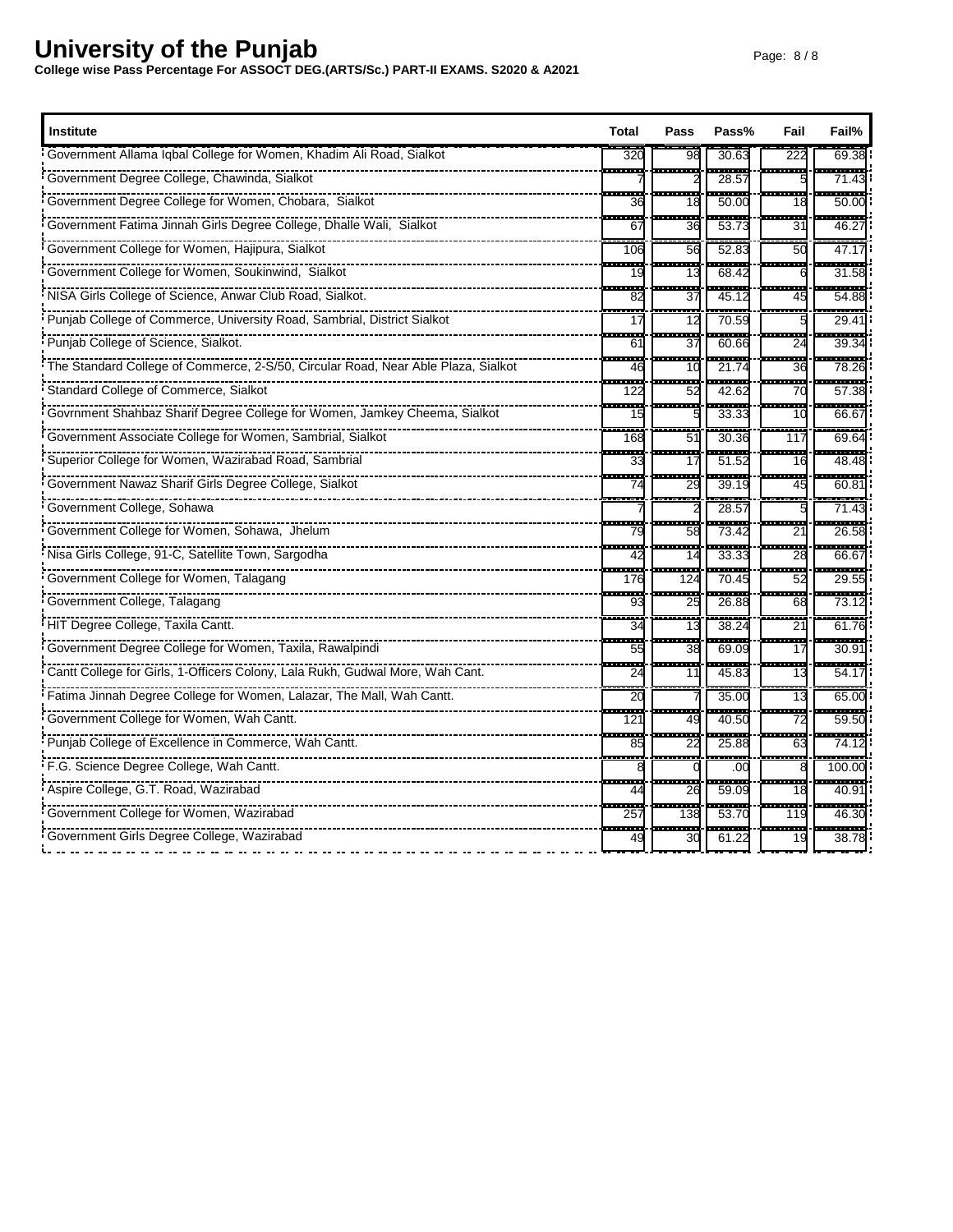# University of the Punjab

**College wise Pass Percentage For ASSOCT DEG.(ARTS/Sc.) PART-II EXAMS. S2020 & A2021**

| Institute | Total | Pass | Pass% | Fail | Fail% |
|---|---|---|---|---|---|
| Government Allama Iqbal College for Women, Khadim Ali Road, Sialkot | 320 | 98 | 30.63 | 222 | 69.38 |
| Government Degree College, Chawinda, Sialkot | 7 | 2 | 28.57 | 5 | 71.43 |
| Government Degree College for Women, Chobara, Sialkot | 36 | 18 | 50.00 | 18 | 50.00 |
| Government Fatima Jinnah Girls Degree College, Dhalle Wali, Sialkot | 67 | 36 | 53.73 | 31 | 46.27 |
| Government College for Women, Hajipura, Sialkot | 106 | 56 | 52.83 | 50 | 47.17 |
| Government College for Women, Soukinwind, Sialkot | 19 | 13 | 68.42 | 6 | 31.58 |
| NISA Girls College of Science, Anwar Club Road, Sialkot. | 82 | 37 | 45.12 | 45 | 54.88 |
| Punjab College of Commerce, University Road, Sambrial, District Sialkot | 17 | 12 | 70.59 | 5 | 29.41 |
| Punjab College of Science, Sialkot. | 61 | 37 | 60.66 | 24 | 39.34 |
| The Standard College of Commerce, 2-S/50, Circular Road, Near Able Plaza, Sialkot | 46 | 10 | 21.74 | 36 | 78.26 |
| Standard College of Commerce, Sialkot | 122 | 52 | 42.62 | 70 | 57.38 |
| Govrnment Shahbaz Sharif Degree College for Women, Jamkey Cheema, Sialkot | 15 | 5 | 33.33 | 10 | 66.67 |
| Government Associate College for Women, Sambrial, Sialkot | 168 | 51 | 30.36 | 117 | 69.64 |
| Superior College for Women, Wazirabad Road, Sambrial | 33 | 17 | 51.52 | 16 | 48.48 |
| Government Nawaz Sharif Girls Degree College, Sialkot | 74 | 29 | 39.19 | 45 | 60.81 |
| Government College, Sohawa | 7 | 2 | 28.57 | 5 | 71.43 |
| Government College for Women, Sohawa, Jhelum | 79 | 58 | 73.42 | 21 | 26.58 |
| Nisa Girls College, 91-C, Satellite Town, Sargodha | 42 | 14 | 33.33 | 28 | 66.67 |
| Government College for Women, Talagang | 176 | 124 | 70.45 | 52 | 29.55 |
| Government College, Talagang | 93 | 25 | 26.88 | 68 | 73.12 |
| HIT Degree College, Taxila Cantt. | 34 | 13 | 38.24 | 21 | 61.76 |
| Government Degree College for Women, Taxila, Rawalpindi | 55 | 38 | 69.09 | 17 | 30.91 |
| Cantt College for Girls, 1-Officers Colony, Lala Rukh, Gudwal More, Wah Cant. | 24 | 11 | 45.83 | 13 | 54.17 |
| Fatima Jinnah Degree College for Women, Lalazar, The Mall, Wah Cantt. | 20 | 7 | 35.00 | 13 | 65.00 |
| Government College for Women, Wah Cantt. | 121 | 49 | 40.50 | 72 | 59.50 |
| Punjab College of Excellence in Commerce, Wah Cantt. | 85 | 22 | 25.88 | 63 | 74.12 |
| F.G. Science Degree College, Wah Cantt. | 8 | 0 | .00 | 8 | 100.00 |
| Aspire College, G.T. Road, Wazirabad | 44 | 26 | 59.09 | 18 | 40.91 |
| Government College for Women, Wazirabad | 257 | 138 | 53.70 | 119 | 46.30 |
| Government Girls Degree College, Wazirabad | 49 | 30 | 61.22 | 19 | 38.78 |